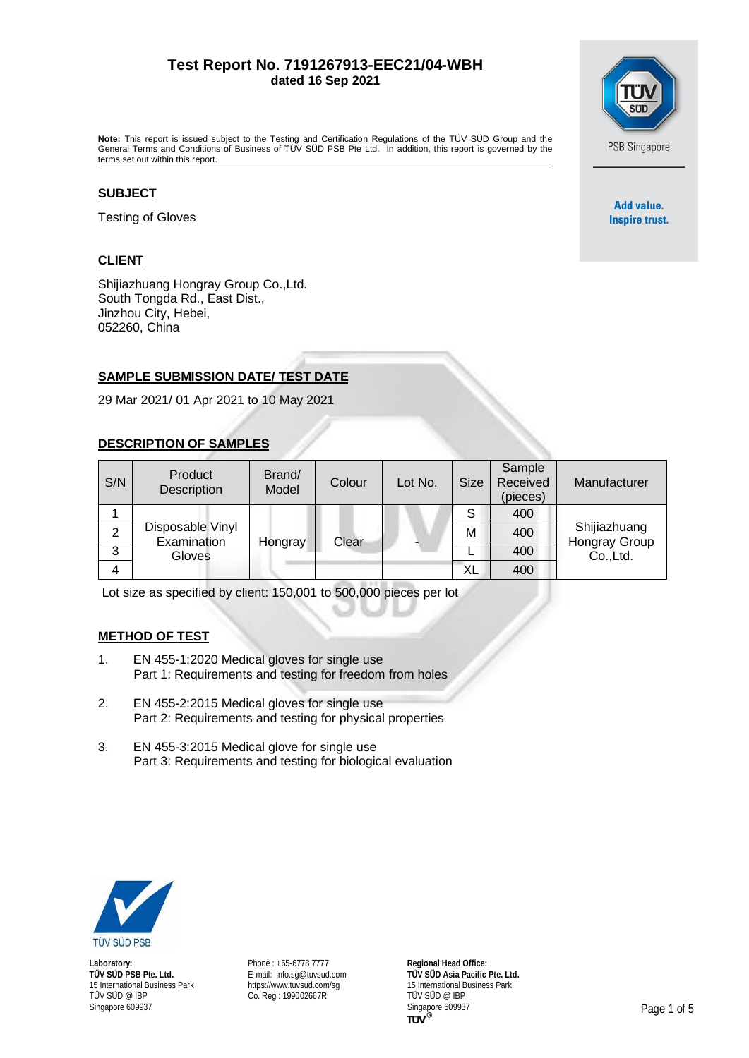# Test Report No. 7191267913-EEC21/04-WBH

**dated 16 Sep 2021**

**Note:** This report is issued subject to the Testing and Certification Regulations of the TÜV SÜD Group and the General Terms and Conditions of Business of TÜV SÜD PSB Pte Ltd. In addition, this report is governed by the terms set out within this report.

PSB Singapore

**Add value. Inspire trust.**

## SUBJECT

Testing of Gloves

## CLIENT

Shijiazhuang Hongray Group Co.,Ltd.
South Tongda Rd., East Dist.,
Jinzhou City, Hebei,
052260, China

## SAMPLE SUBMISSION DATE/ TEST DATE

29 Mar 2021/ 01 Apr 2021 to 10 May 2021

## DESCRIPTION OF SAMPLES

| S/N | Product Description | Brand/ Model | Colour | Lot No. | Size | Sample Received (pieces) | Manufacturer |
|---|---|---|---|---|---|---|---|
| 1 | Disposable Vinyl Examination Gloves | Hongray | Clear | - | S | 400 | Shijiazhuang Hongray Group Co.,Ltd. |
| 2 | | | | | M | 400 | |
| 3 | | | | | L | 400 | |
| 4 | | | | | XL | 400 | |

Lot size as specified by client: 150,001 to 500,000 pieces per lot

## METHOD OF TEST

1. EN 455-1:2020 Medical gloves for single use
   Part 1: Requirements and testing for freedom from holes
2. EN 455-2:2015 Medical gloves for single use
   Part 2: Requirements and testing for physical properties
3. EN 455-3:2015 Medical glove for single use
   Part 3: Requirements and testing for biological evaluation

TÜV SÜD PSB

**Laboratory:**
**TÜV SÜD PSB Pte. Ltd.**
15 International Business Park
TÜV SÜD @ IBP
Singapore 609937

Phone : +65-6778 7777
E-mail: info.sg@tuvsud.com
https://www.tuvsud.com/sg
Co. Reg : 199002667R

**Regional Head Office:**
**TÜV SÜD Asia Pacific Pte. Ltd.**
15 International Business Park
TÜV SÜD @ IBP
Singapore 609937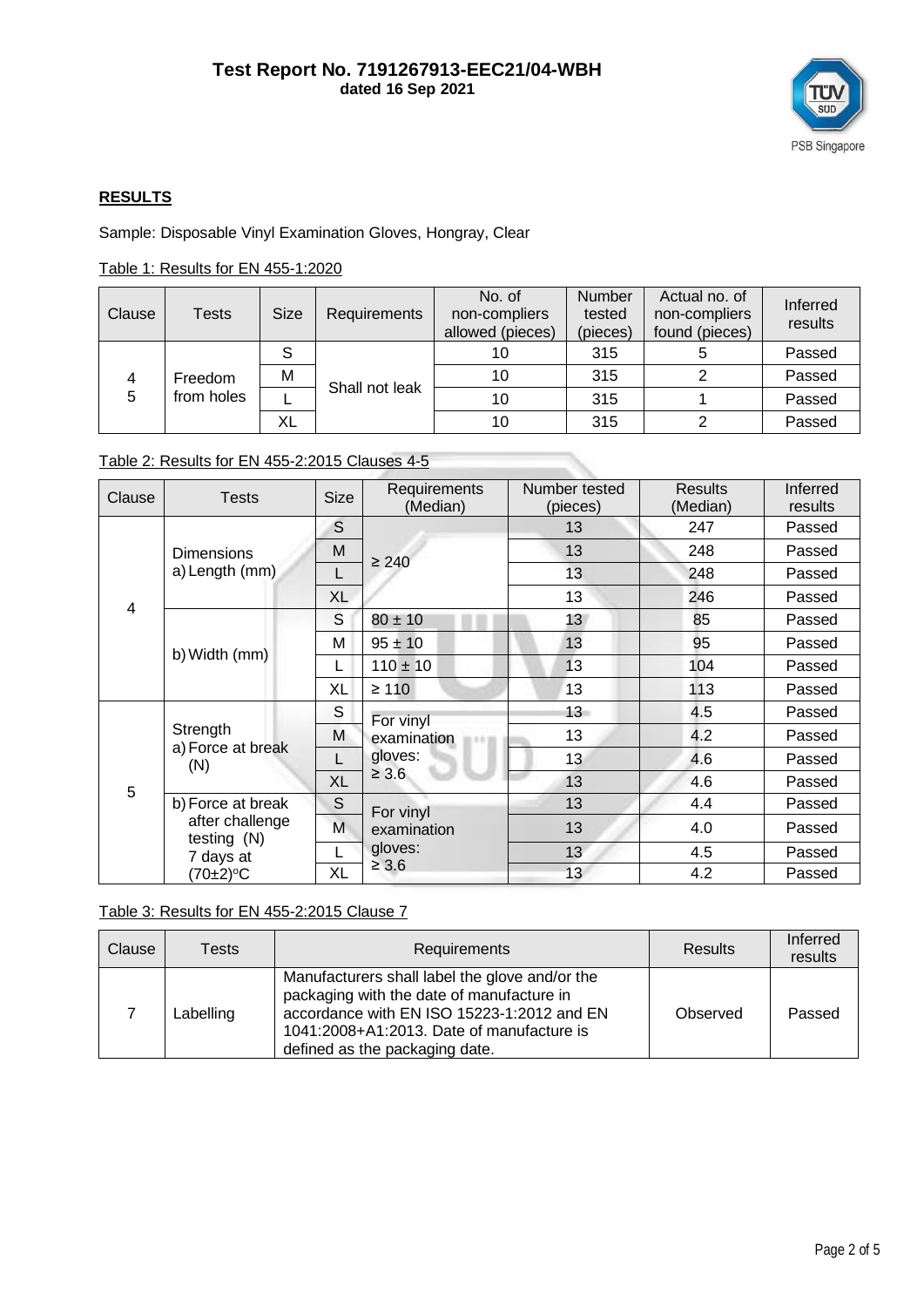**Test Report No. 7191267913-EEC21/04-WBH**
**dated 16 Sep 2021**

## RESULTS

Sample: Disposable Vinyl Examination Gloves, Hongray, Clear

Table 1: Results for EN 455-1:2020

| Clause | Tests | Size | Requirements | No. of non-compliers allowed (pieces) | Number tested (pieces) | Actual no. of non-compliers found (pieces) | Inferred results |
|---|---|---|---|---|---|---|---|
| 4<br>5 | Freedom from holes | S | Shall not leak | 10 | 315 | 5 | Passed |
| | | M | | 10 | 315 | 2 | Passed |
| | | L | | 10 | 315 | 1 | Passed |
| | | XL | | 10 | 315 | 2 | Passed |

Table 2: Results for EN 455-2:2015 Clauses 4-5

| Clause | Tests | Size | Requirements (Median) | Number tested (pieces) | Results (Median) | Inferred results |
|---|---|---|---|---|---|---|
| 4 | Dimensions<br>a) Length (mm) | S | ≥ 240 | 13 | 247 | Passed |
| | | M | | 13 | 248 | Passed |
| | | L | | 13 | 248 | Passed |
| | | XL | | 13 | 246 | Passed |
| | b) Width (mm) | S | 80 ± 10 | 13 | 85 | Passed |
| | | M | 95 ± 10 | 13 | 95 | Passed |
| | | L | 110 ± 10 | 13 | 104 | Passed |
| | | XL | ≥ 110 | 13 | 113 | Passed |
| 5 | Strength<br>a) Force at break (N) | S | For vinyl examination gloves: ≥ 3.6 | 13 | 4.5 | Passed |
| | | M | | 13 | 4.2 | Passed |
| | | L | | 13 | 4.6 | Passed |
| | | XL | | 13 | 4.6 | Passed |
| | b) Force at break after challenge testing (N) 7 days at (70±2)°C | S | For vinyl examination gloves: ≥ 3.6 | 13 | 4.4 | Passed |
| | | M | | 13 | 4.0 | Passed |
| | | L | | 13 | 4.5 | Passed |
| | | XL | | 13 | 4.2 | Passed |

Table 3: Results for EN 455-2:2015 Clause 7

| Clause | Tests | Requirements | Results | Inferred results |
|---|---|---|---|---|
| 7 | Labelling | Manufacturers shall label the glove and/or the packaging with the date of manufacture in accordance with EN ISO 15223-1:2012 and EN 1041:2008+A1:2013. Date of manufacture is defined as the packaging date. | Observed | Passed |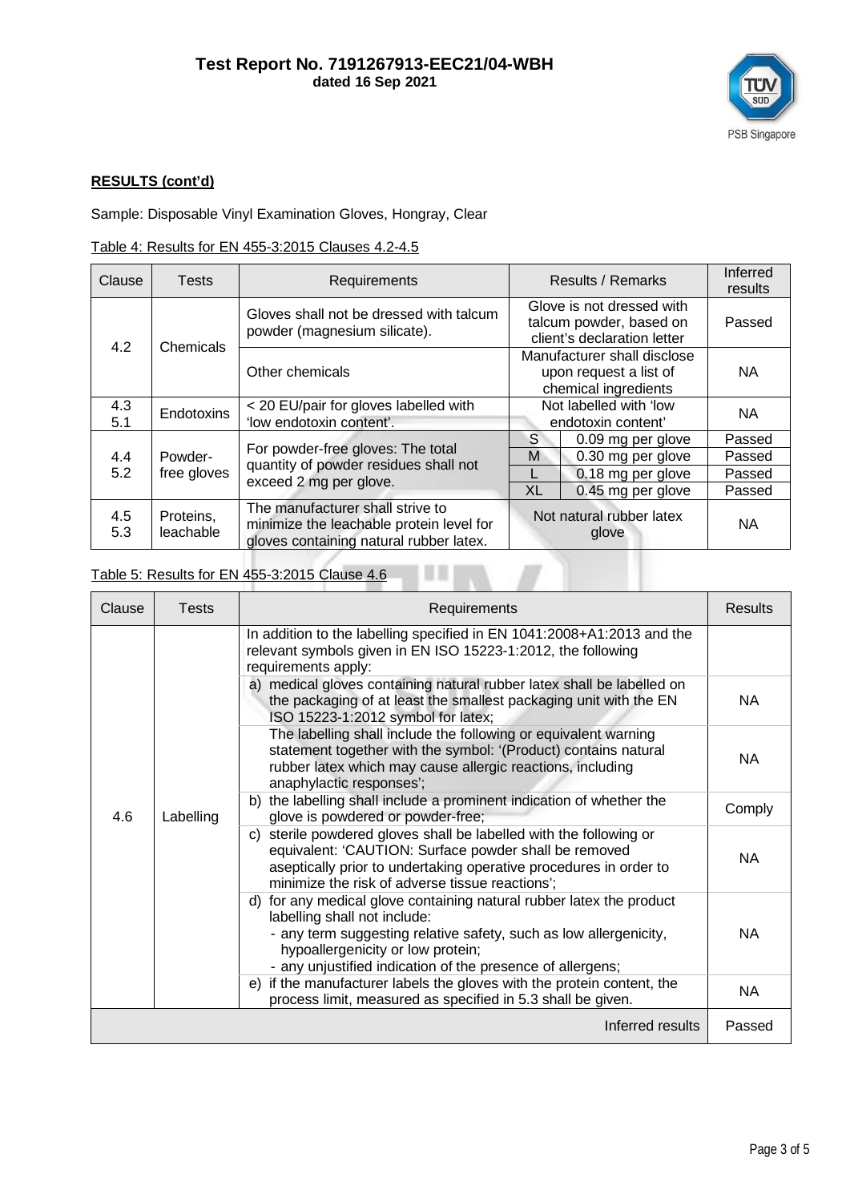**RESULTS (cont'd)**

Sample: Disposable Vinyl Examination Gloves, Hongray, Clear

Table 4: Results for EN 455-3:2015 Clauses 4.2-4.5

| Clause | Tests | Requirements | Results / Remarks | | Inferred results |
|---|---|---|---|---|---|
| 4.2 | Chemicals | Gloves shall not be dressed with talcum powder (magnesium silicate). | Glove is not dressed with talcum powder, based on client's declaration letter | | Passed |
| | | Other chemicals | Manufacturer shall disclose upon request a list of chemical ingredients | | NA |
| 4.3<br>5.1 | Endotoxins | < 20 EU/pair for gloves labelled with 'low endotoxin content'. | Not labelled with 'low endotoxin content' | | NA |
| 4.4<br>5.2 | Powder-free gloves | For powder-free gloves: The total quantity of powder residues shall not exceed 2 mg per glove. | S | 0.09 mg per glove | Passed |
| | | | M | 0.30 mg per glove | Passed |
| | | | L | 0.18 mg per glove | Passed |
| | | | XL | 0.45 mg per glove | Passed |
| 4.5<br>5.3 | Proteins, leachable | The manufacturer shall strive to minimize the leachable protein level for gloves containing natural rubber latex. | Not natural rubber latex glove | | NA |

Table 5: Results for EN 455-3:2015 Clause 4.6

| Clause | Tests | Requirements | Results |
|---|---|---|---|
| 4.6 | Labelling | In addition to the labelling specified in EN 1041:2008+A1:2013 and the relevant symbols given in EN ISO 15223-1:2012, the following requirements apply: | |
| | | a) medical gloves containing natural rubber latex shall be labelled on the packaging of at least the smallest packaging unit with the EN ISO 15223-1:2012 symbol for latex; | NA |
| | | The labelling shall include the following or equivalent warning statement together with the symbol: '(Product) contains natural rubber latex which may cause allergic reactions, including anaphylactic responses'; | NA |
| | | b) the labelling shall include a prominent indication of whether the glove is powdered or powder-free; | Comply |
| | | c) sterile powdered gloves shall be labelled with the following or equivalent: 'CAUTION: Surface powder shall be removed aseptically prior to undertaking operative procedures in order to minimize the risk of adverse tissue reactions'; | NA |
| | | d) for any medical glove containing natural rubber latex the product labelling shall not include:<br>- any term suggesting relative safety, such as low allergenicity, hypoallergenicity or low protein;<br>- any unjustified indication of the presence of allergens; | NA |
| | | e) if the manufacturer labels the gloves with the protein content, the process limit, measured as specified in 5.3 shall be given. | NA |
| | | Inferred results | Passed |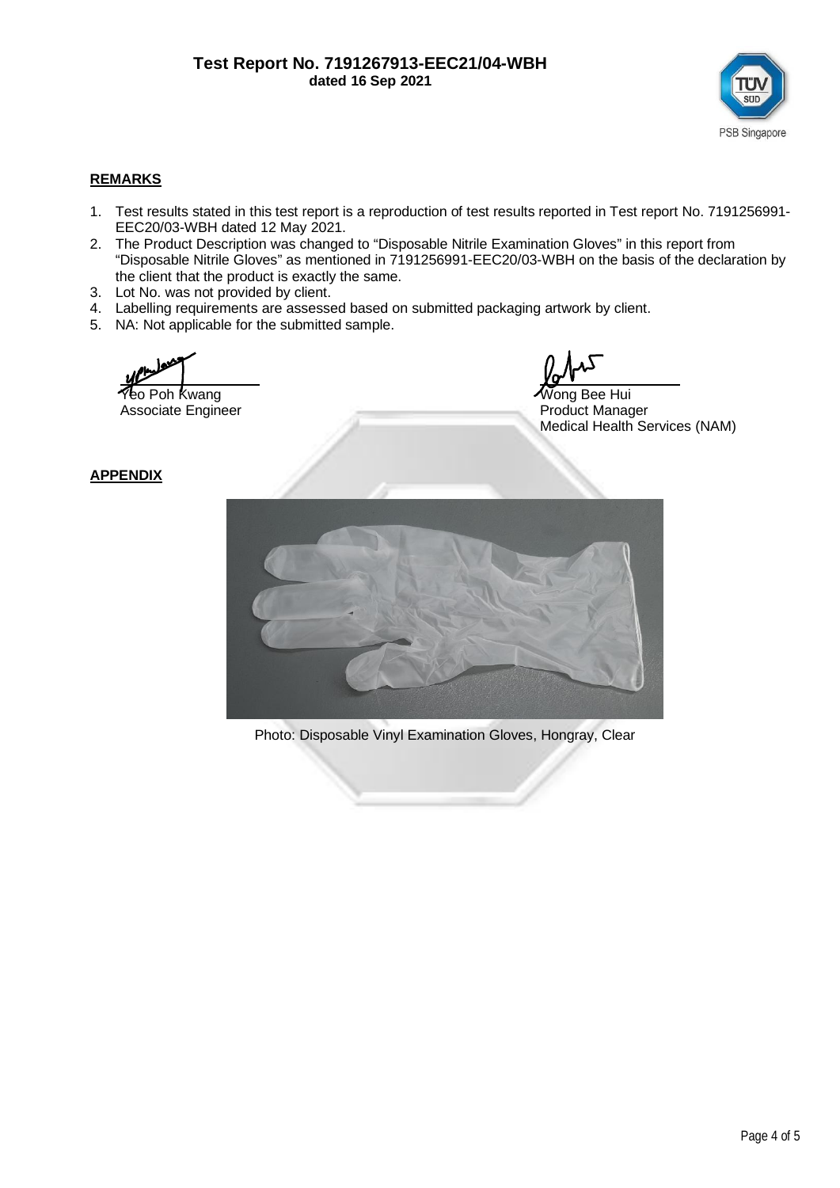**Test Report No. 7191267913-EEC21/04-WBH**
**dated 16 Sep 2021**

## REMARKS

1. Test results stated in this test report is a reproduction of test results reported in Test report No. 7191256991-EEC20/03-WBH dated 12 May 2021.
2. The Product Description was changed to "Disposable Nitrile Examination Gloves" in this report from "Disposable Nitrile Gloves" as mentioned in 7191256991-EEC20/03-WBH on the basis of the declaration by the client that the product is exactly the same.
3. Lot No. was not provided by client.
4. Labelling requirements are assessed based on submitted packaging artwork by client.
5. NA: Not applicable for the submitted sample.

Yeo Poh Kwang
Associate Engineer

Wong Bee Hui
Product Manager
Medical Health Services (NAM)

## APPENDIX

Photo: Disposable Vinyl Examination Gloves, Hongray, Clear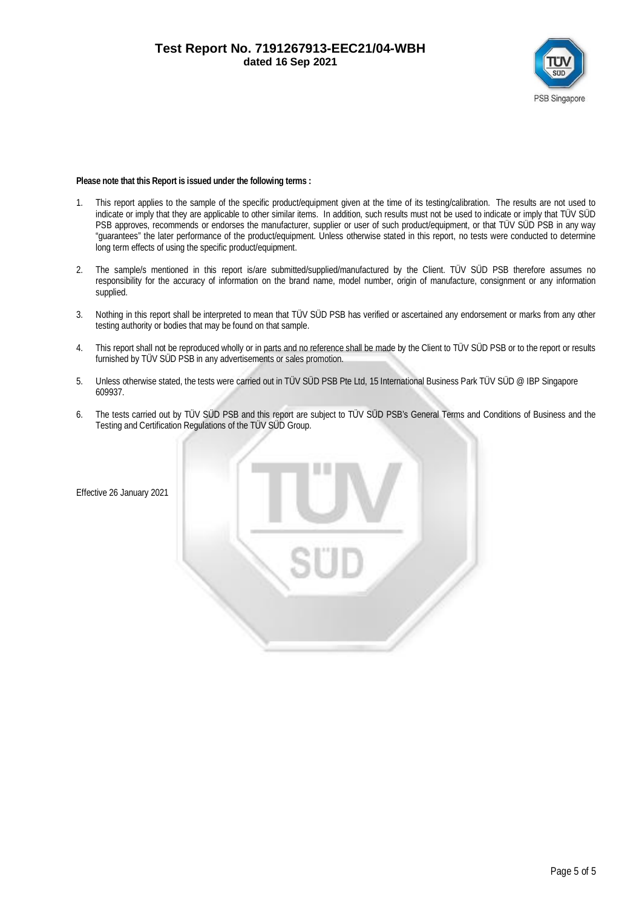**Please note that this Report is issued under the following terms :**

1. This report applies to the sample of the specific product/equipment given at the time of its testing/calibration. The results are not used to indicate or imply that they are applicable to other similar items. In addition, such results must not be used to indicate or imply that TÜV SÜD PSB approves, recommends or endorses the manufacturer, supplier or user of such product/equipment, or that TÜV SÜD PSB in any way "guarantees" the later performance of the product/equipment. Unless otherwise stated in this report, no tests were conducted to determine long term effects of using the specific product/equipment.

2. The sample/s mentioned in this report is/are submitted/supplied/manufactured by the Client. TÜV SÜD PSB therefore assumes no responsibility for the accuracy of information on the brand name, model number, origin of manufacture, consignment or any information supplied.

3. Nothing in this report shall be interpreted to mean that TÜV SÜD PSB has verified or ascertained any endorsement or marks from any other testing authority or bodies that may be found on that sample.

4. This report shall not be reproduced wholly or in parts and no reference shall be made by the Client to TÜV SÜD PSB or to the report or results furnished by TÜV SÜD PSB in any advertisements or sales promotion.

5. Unless otherwise stated, the tests were carried out in TÜV SÜD PSB Pte Ltd, 15 International Business Park TÜV SÜD @ IBP Singapore 609937.

6. The tests carried out by TÜV SÜD PSB and this report are subject to TÜV SÜD PSB's General Terms and Conditions of Business and the Testing and Certification Regulations of the TÜV SÜD Group.

Effective 26 January 2021